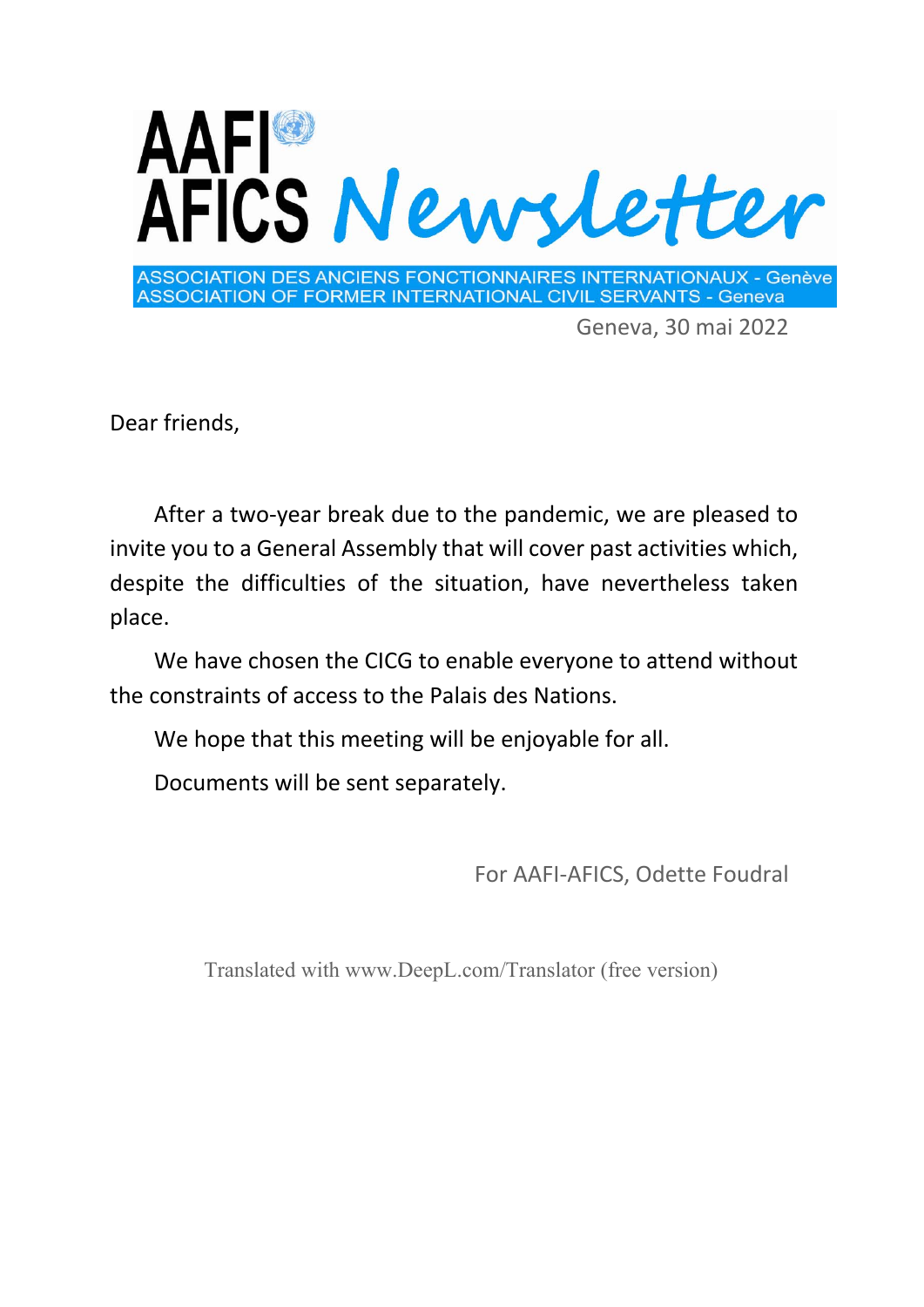# AAFI AFICS Newsletter

ASSOCIATION DES ANCIENS FONCTIONNAIRES INTERNATIONAUX - Genève
ASSOCIATION OF FORMER INTERNATIONAL CIVIL SERVANTS - Geneva

Geneva, 30 mai 2022

Dear friends,

After a two-year break due to the pandemic, we are pleased to invite you to a General Assembly that will cover past activities which, despite the difficulties of the situation, have nevertheless taken place.

We have chosen the CICG to enable everyone to attend without the constraints of access to the Palais des Nations.

We hope that this meeting will be enjoyable for all.

Documents will be sent separately.

For AAFI-AFICS, Odette Foudral

Translated with www.DeepL.com/Translator (free version)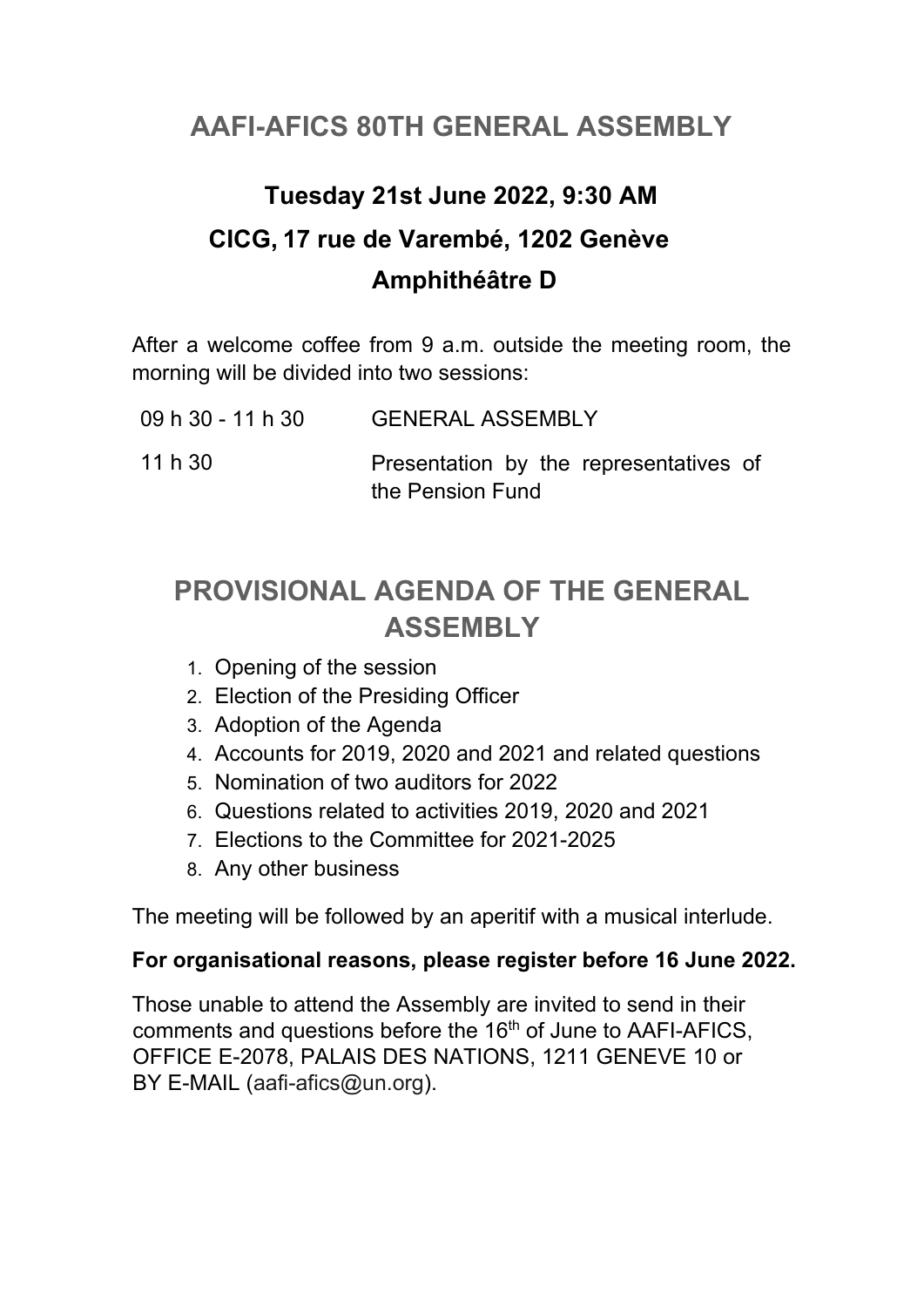# AAFI-AFICS 80TH GENERAL ASSEMBLY

**Tuesday 21st June 2022, 9:30 AM**

**CICG, 17 rue de Varembé, 1202 Genève**

**Amphithéâtre D**

After a welcome coffee from 9 a.m. outside the meeting room, the morning will be divided into two sessions:

| | |
|---|---|
| 09 h 30 - 11 h 30 | GENERAL ASSEMBLY |
| 11 h 30 | Presentation by the representatives of the Pension Fund |

# PROVISIONAL AGENDA OF THE GENERAL ASSEMBLY

1. Opening of the session
2. Election of the Presiding Officer
3. Adoption of the Agenda
4. Accounts for 2019, 2020 and 2021 and related questions
5. Nomination of two auditors for 2022
6. Questions related to activities 2019, 2020 and 2021
7. Elections to the Committee for 2021-2025
8. Any other business

The meeting will be followed by an aperitif with a musical interlude.

**For organisational reasons, please register before 16 June 2022.**

Those unable to attend the Assembly are invited to send in their comments and questions before the 16th of June to AAFI-AFICS, OFFICE E-2078, PALAIS DES NATIONS, 1211 GENEVE 10 or BY E-MAIL (aafi-afics@un.org).